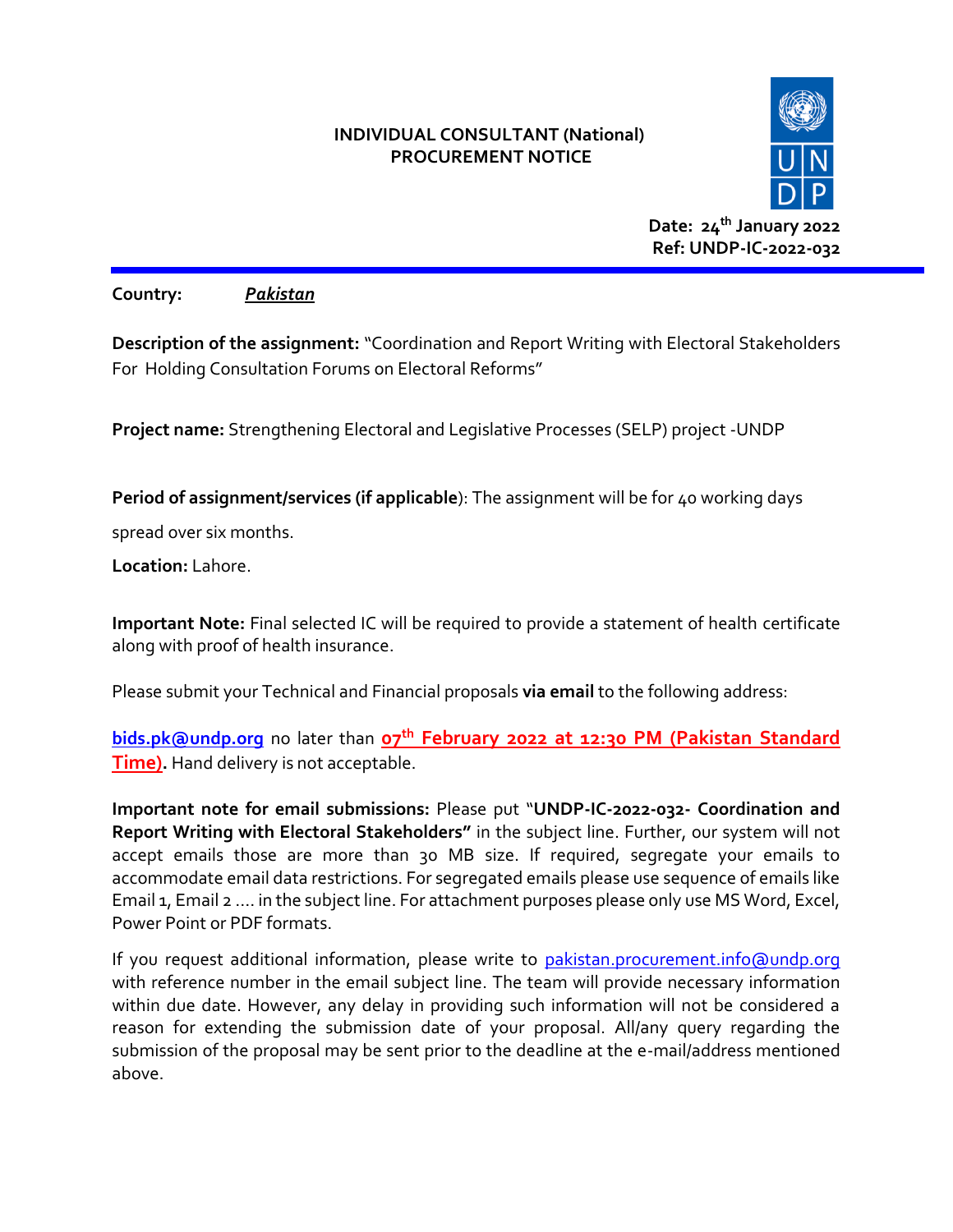# INDIVIDUAL CONSULTANT (National) PROCUREMENT NOTICE

**Date: 24th January 2022**
**Ref: UNDP-IC-2022-032**

**Country:** ***Pakistan***

**Description of the assignment:** "Coordination and Report Writing with Electoral Stakeholders For Holding Consultation Forums on Electoral Reforms"

**Project name:** Strengthening Electoral and Legislative Processes (SELP) project -UNDP

**Period of assignment/services (if applicable**): The assignment will be for 40 working days spread over six months.

**Location:** Lahore.

**Important Note:** Final selected IC will be required to provide a statement of health certificate along with proof of health insurance.

Please submit your Technical and Financial proposals **via email** to the following address:

**bids.pk@undp.org** no later than **07th February 2022 at 12:30 PM (Pakistan Standard Time).** Hand delivery is not acceptable.

**Important note for email submissions:** Please put "**UNDP-IC-2022-032- Coordination and Report Writing with Electoral Stakeholders"** in the subject line. Further, our system will not accept emails those are more than 30 MB size. If required, segregate your emails to accommodate email data restrictions. For segregated emails please use sequence of emails like Email 1, Email 2 …. in the subject line. For attachment purposes please only use MS Word, Excel, Power Point or PDF formats.

If you request additional information, please write to pakistan.procurement.info@undp.org with reference number in the email subject line. The team will provide necessary information within due date. However, any delay in providing such information will not be considered a reason for extending the submission date of your proposal. All/any query regarding the submission of the proposal may be sent prior to the deadline at the e-mail/address mentioned above.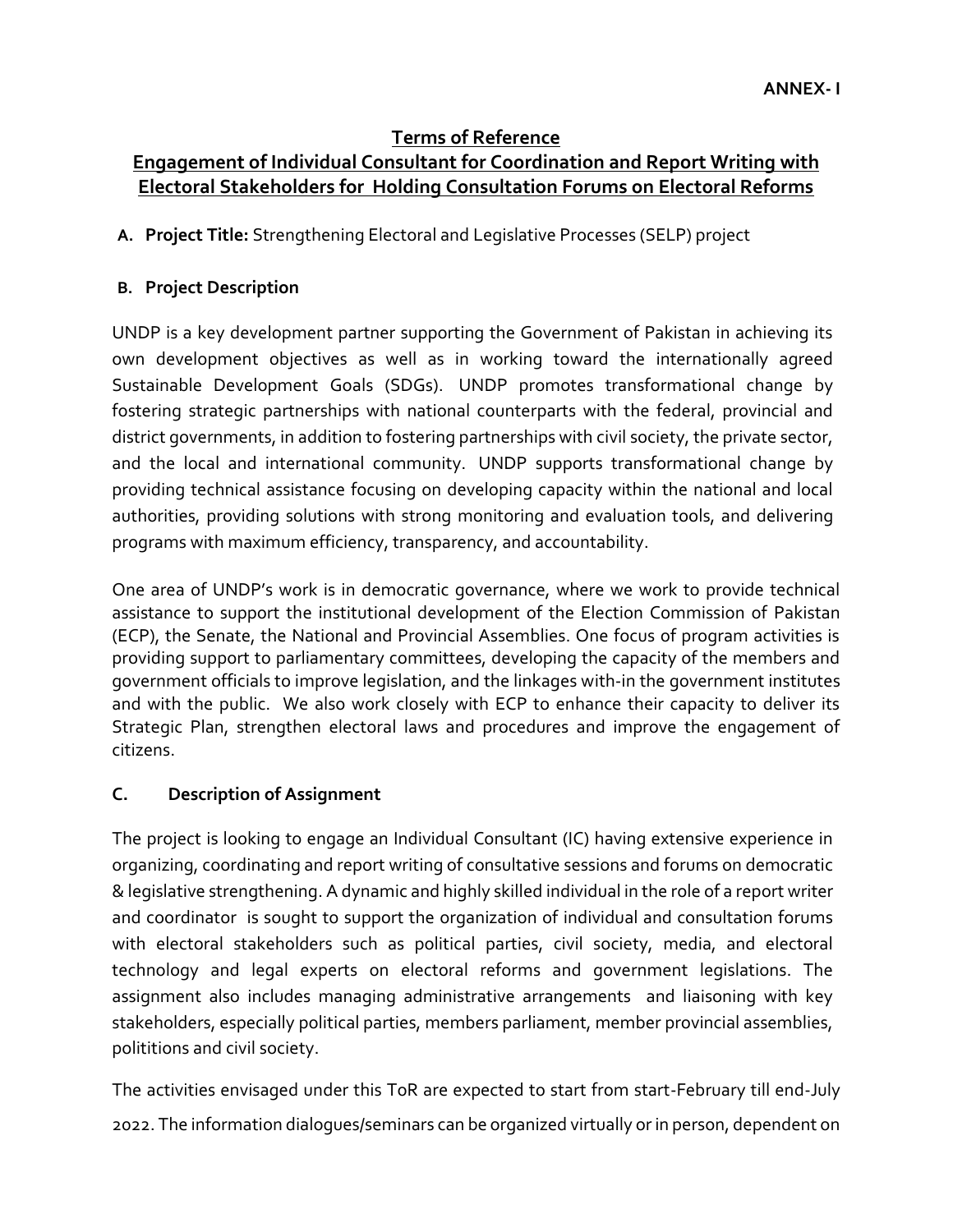**ANNEX- I**

## Terms of Reference

## Engagement of Individual Consultant for Coordination and Report Writing with Electoral Stakeholders for Holding Consultation Forums on Electoral Reforms

**A. Project Title:** Strengthening Electoral and Legislative Processes (SELP) project

**B. Project Description**

UNDP is a key development partner supporting the Government of Pakistan in achieving its own development objectives as well as in working toward the internationally agreed Sustainable Development Goals (SDGs). UNDP promotes transformational change by fostering strategic partnerships with national counterparts with the federal, provincial and district governments, in addition to fostering partnerships with civil society, the private sector, and the local and international community. UNDP supports transformational change by providing technical assistance focusing on developing capacity within the national and local authorities, providing solutions with strong monitoring and evaluation tools, and delivering programs with maximum efficiency, transparency, and accountability.

One area of UNDP's work is in democratic governance, where we work to provide technical assistance to support the institutional development of the Election Commission of Pakistan (ECP), the Senate, the National and Provincial Assemblies. One focus of program activities is providing support to parliamentary committees, developing the capacity of the members and government officials to improve legislation, and the linkages with-in the government institutes and with the public. We also work closely with ECP to enhance their capacity to deliver its Strategic Plan, strengthen electoral laws and procedures and improve the engagement of citizens.

**C. Description of Assignment**

The project is looking to engage an Individual Consultant (IC) having extensive experience in organizing, coordinating and report writing of consultative sessions and forums on democratic & legislative strengthening. A dynamic and highly skilled individual in the role of a report writer and coordinator is sought to support the organization of individual and consultation forums with electoral stakeholders such as political parties, civil society, media, and electoral technology and legal experts on electoral reforms and government legislations. The assignment also includes managing administrative arrangements and liaisoning with key stakeholders, especially political parties, members parliament, member provincial assemblies, polititions and civil society.

The activities envisaged under this ToR are expected to start from start-February till end-July 2022. The information dialogues/seminars can be organized virtually or in person, dependent on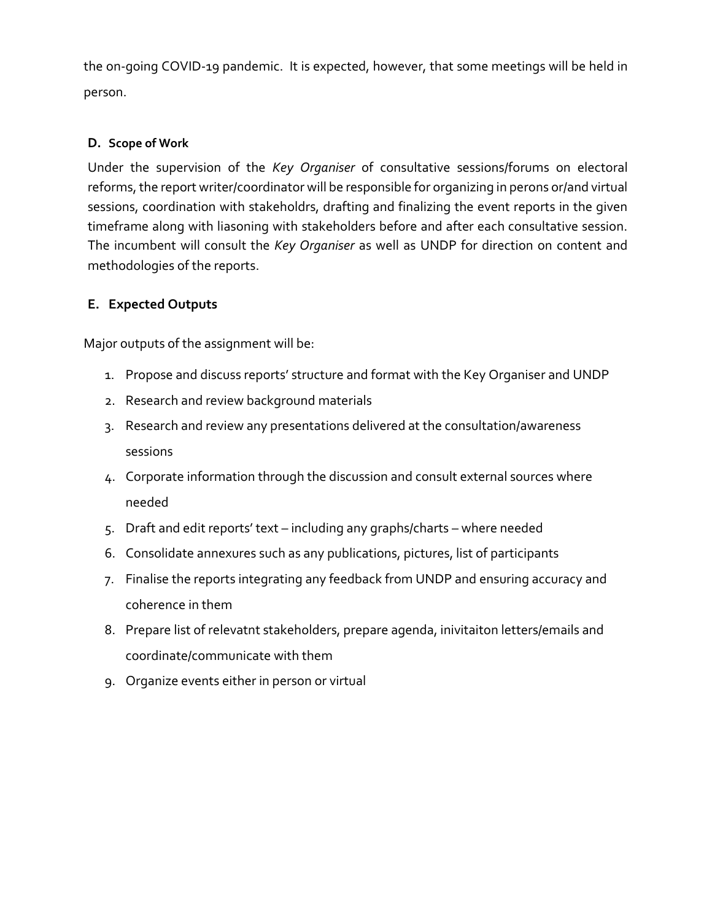the on-going COVID-19 pandemic. It is expected, however, that some meetings will be held in person.

### D. Scope of Work

Under the supervision of the *Key Organiser* of consultative sessions/forums on electoral reforms, the report writer/coordinator will be responsible for organizing in perons or/and virtual sessions, coordination with stakeholdrs, drafting and finalizing the event reports in the given timeframe along with liasoning with stakeholders before and after each consultative session. The incumbent will consult the *Key Organiser* as well as UNDP for direction on content and methodologies of the reports.

### E. Expected Outputs

Major outputs of the assignment will be:

1. Propose and discuss reports' structure and format with the Key Organiser and UNDP
2. Research and review background materials
3. Research and review any presentations delivered at the consultation/awareness sessions
4. Corporate information through the discussion and consult external sources where needed
5. Draft and edit reports' text – including any graphs/charts – where needed
6. Consolidate annexures such as any publications, pictures, list of participants
7. Finalise the reports integrating any feedback from UNDP and ensuring accuracy and coherence in them
8. Prepare list of relevatnt stakeholders, prepare agenda, inivitaiton letters/emails and coordinate/communicate with them
9. Organize events either in person or virtual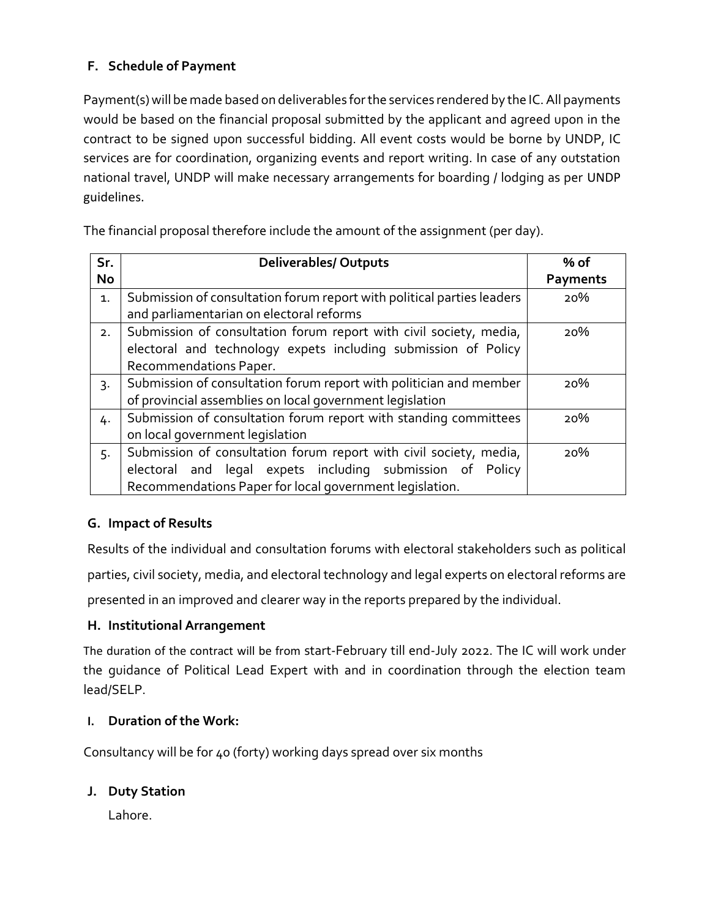## F. Schedule of Payment

Payment(s) will be made based on deliverables for the services rendered by the IC. All payments would be based on the financial proposal submitted by the applicant and agreed upon in the contract to be signed upon successful bidding. All event costs would be borne by UNDP, IC services are for coordination, organizing events and report writing. In case of any outstation national travel, UNDP will make necessary arrangements for boarding / lodging as per UNDP guidelines.

The financial proposal therefore include the amount of the assignment (per day).

| Sr. No | Deliverables/ Outputs | % of Payments |
|---|---|---|
| 1. | Submission of consultation forum report with political parties leaders and parliamentarian on electoral reforms | 20% |
| 2. | Submission of consultation forum report with civil society, media, electoral and technology expets including submission of Policy Recommendations Paper. | 20% |
| 3. | Submission of consultation forum report with politician and member of provincial assemblies on local government legislation | 20% |
| 4. | Submission of consultation forum report with standing committees on local government legislation | 20% |
| 5. | Submission of consultation forum report with civil society, media, electoral and legal expets including submission of Policy Recommendations Paper for local government legislation. | 20% |

## G. Impact of Results

Results of the individual and consultation forums with electoral stakeholders such as political parties, civil society, media, and electoral technology and legal experts on electoral reforms are presented in an improved and clearer way in the reports prepared by the individual.

## H. Institutional Arrangement

The duration of the contract will be from start-February till end-July 2022. The IC will work under the guidance of Political Lead Expert with and in coordination through the election team lead/SELP.

## I. Duration of the Work:

Consultancy will be for 40 (forty) working days spread over six months

## J. Duty Station

Lahore.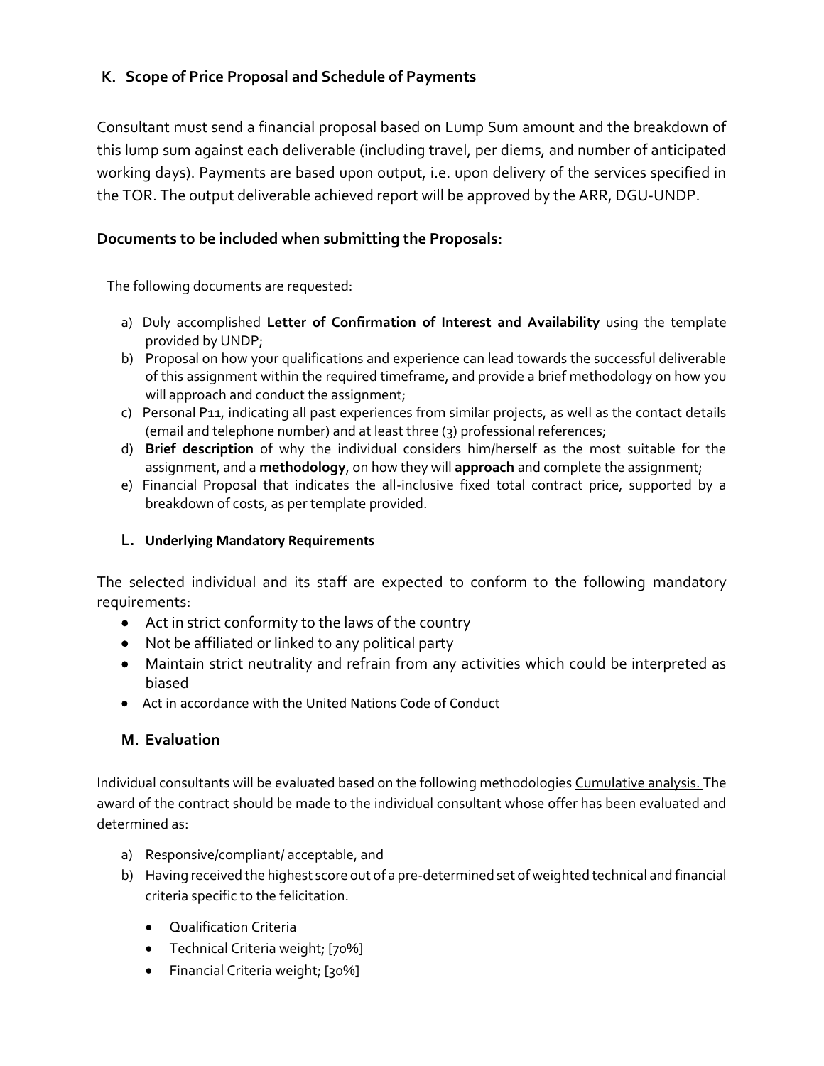## K. Scope of Price Proposal and Schedule of Payments

Consultant must send a financial proposal based on Lump Sum amount and the breakdown of this lump sum against each deliverable (including travel, per diems, and number of anticipated working days). Payments are based upon output, i.e. upon delivery of the services specified in the TOR. The output deliverable achieved report will be approved by the ARR, DGU-UNDP.

### Documents to be included when submitting the Proposals:

The following documents are requested:

a) Duly accomplished **Letter of Confirmation of Interest and Availability** using the template provided by UNDP;
b) Proposal on how your qualifications and experience can lead towards the successful deliverable of this assignment within the required timeframe, and provide a brief methodology on how you will approach and conduct the assignment;
c) Personal P11, indicating all past experiences from similar projects, as well as the contact details (email and telephone number) and at least three (3) professional references;
d) **Brief description** of why the individual considers him/herself as the most suitable for the assignment, and a **methodology**, on how they will **approach** and complete the assignment;
e) Financial Proposal that indicates the all-inclusive fixed total contract price, supported by a breakdown of costs, as per template provided.

## L. Underlying Mandatory Requirements

The selected individual and its staff are expected to conform to the following mandatory requirements:

- Act in strict conformity to the laws of the country
- Not be affiliated or linked to any political party
- Maintain strict neutrality and refrain from any activities which could be interpreted as biased
- Act in accordance with the United Nations Code of Conduct

## M. Evaluation

Individual consultants will be evaluated based on the following methodologies Cumulative analysis. The award of the contract should be made to the individual consultant whose offer has been evaluated and determined as:

a) Responsive/compliant/ acceptable, and
b) Having received the highest score out of a pre-determined set of weighted technical and financial criteria specific to the felicitation.

   - Qualification Criteria
   - Technical Criteria weight; [70%]
   - Financial Criteria weight; [30%]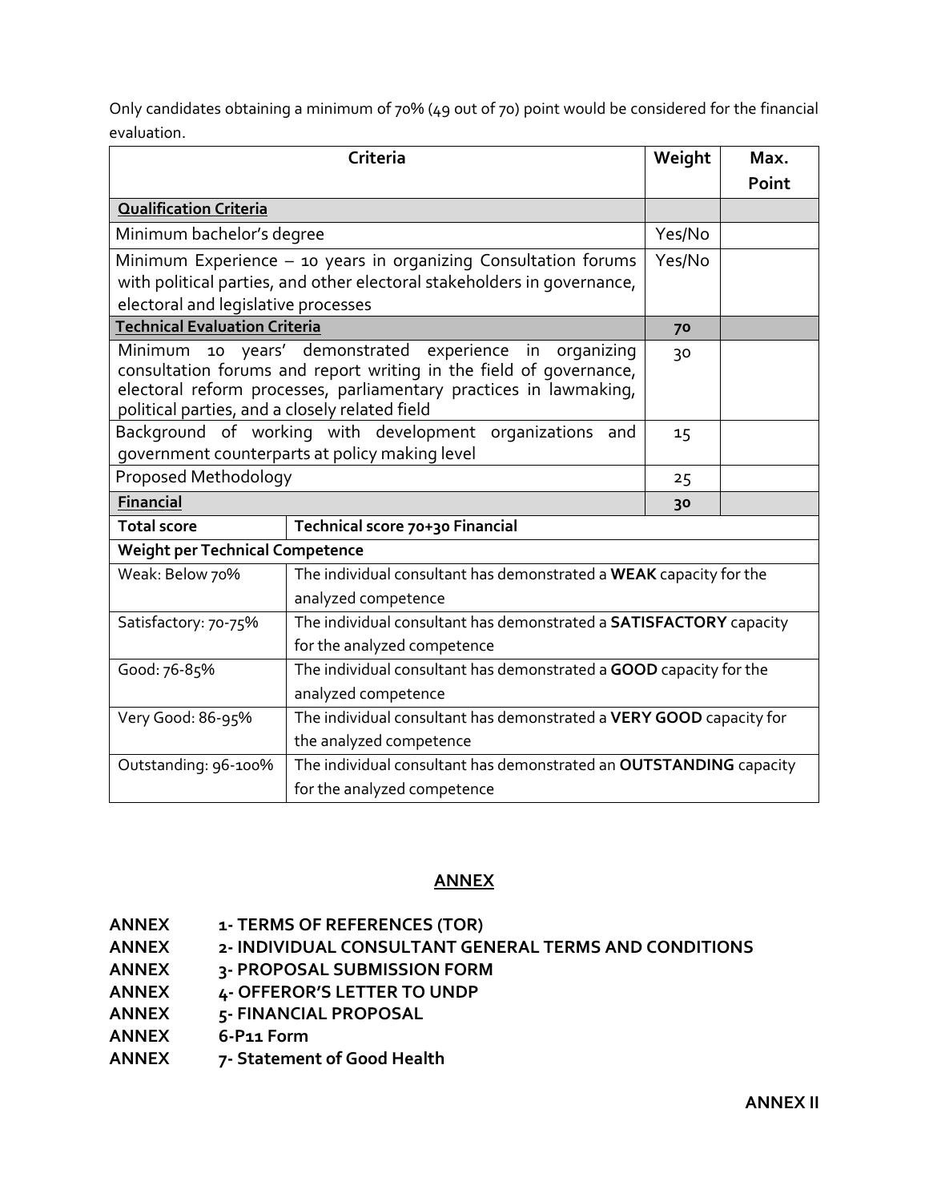Only candidates obtaining a minimum of 70% (49 out of 70) point would be considered for the financial evaluation.

| Criteria | | Weight | Max. Point |
|---|---|---|---|
| **Qualification Criteria** | | | |
| Minimum bachelor's degree | | Yes/No | |
| Minimum Experience – 10 years in organizing Consultation forums with political parties, and other electoral stakeholders in governance, electoral and legislative processes | | Yes/No | |
| **Technical Evaluation Criteria** | | **70** | |
| Minimum 10 years' demonstrated experience in organizing consultation forums and report writing in the field of governance, electoral reform processes, parliamentary practices in lawmaking, political parties, and a closely related field | | 30 | |
| Background of working with development organizations and government counterparts at policy making level | | 15 | |
| Proposed Methodology | | 25 | |
| **Financial** | | **30** | |
| **Total score** | **Technical score 70+30 Financial** | | |
| **Weight per Technical Competence** | | | |
| Weak: Below 70% | The individual consultant has demonstrated a **WEAK** capacity for the analyzed competence | | |
| Satisfactory: 70-75% | The individual consultant has demonstrated a **SATISFACTORY** capacity for the analyzed competence | | |
| Good: 76-85% | The individual consultant has demonstrated a **GOOD** capacity for the analyzed competence | | |
| Very Good: 86-95% | The individual consultant has demonstrated a **VERY GOOD** capacity for the analyzed competence | | |
| Outstanding: 96-100% | The individual consultant has demonstrated an **OUTSTANDING** capacity for the analyzed competence | | |

## ANNEX

**ANNEX 1- TERMS OF REFERENCES (TOR)**
**ANNEX 2- INDIVIDUAL CONSULTANT GENERAL TERMS AND CONDITIONS**
**ANNEX 3- PROPOSAL SUBMISSION FORM**
**ANNEX 4- OFFEROR'S LETTER TO UNDP**
**ANNEX 5- FINANCIAL PROPOSAL**
**ANNEX 6-P11 Form**
**ANNEX 7- Statement of Good Health**

**ANNEX II**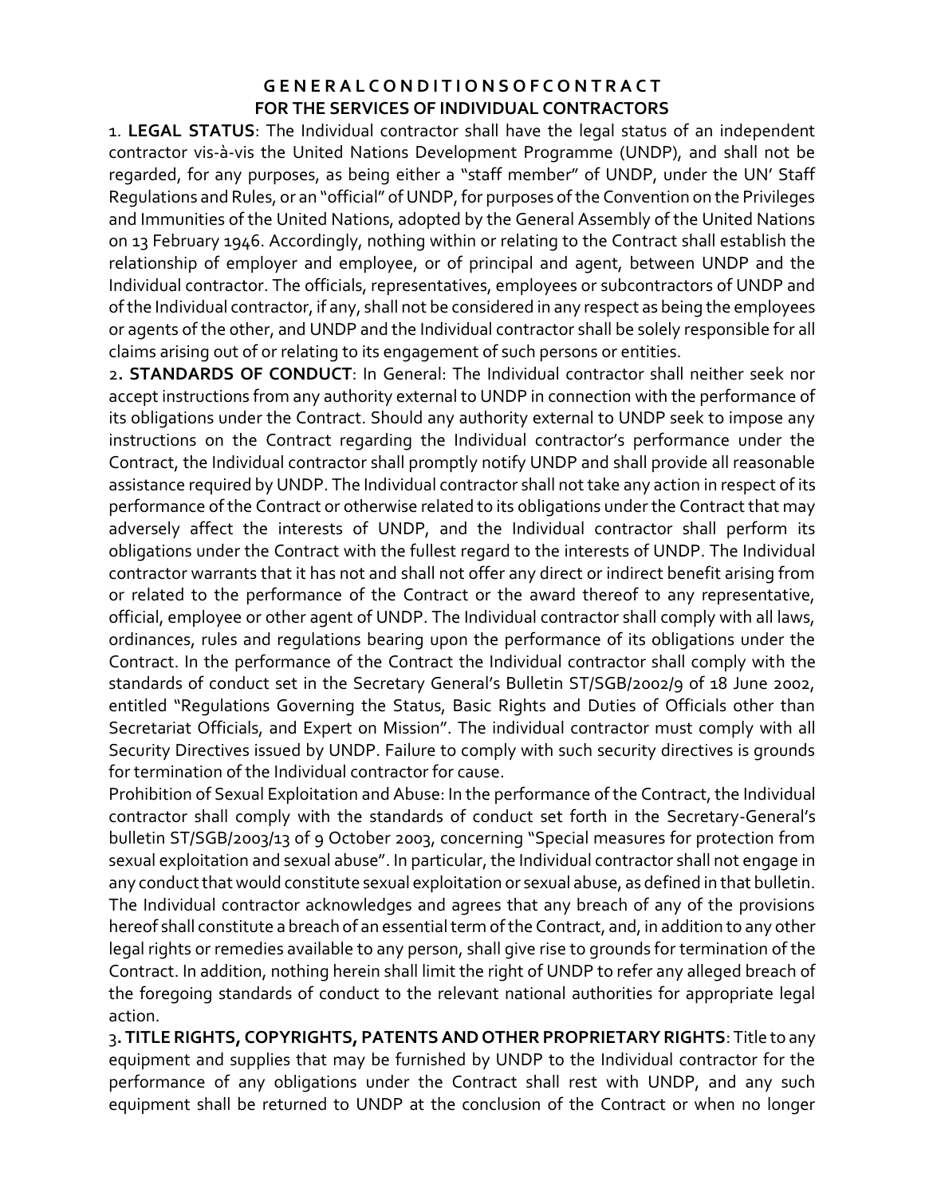# GENERAL CONDITIONS OF CONTRACT
## FOR THE SERVICES OF INDIVIDUAL CONTRACTORS

1. **LEGAL STATUS**: The Individual contractor shall have the legal status of an independent contractor vis-à-vis the United Nations Development Programme (UNDP), and shall not be regarded, for any purposes, as being either a "staff member" of UNDP, under the UN' Staff Regulations and Rules, or an "official" of UNDP, for purposes of the Convention on the Privileges and Immunities of the United Nations, adopted by the General Assembly of the United Nations on 13 February 1946. Accordingly, nothing within or relating to the Contract shall establish the relationship of employer and employee, or of principal and agent, between UNDP and the Individual contractor. The officials, representatives, employees or subcontractors of UNDP and of the Individual contractor, if any, shall not be considered in any respect as being the employees or agents of the other, and UNDP and the Individual contractor shall be solely responsible for all claims arising out of or relating to its engagement of such persons or entities.

2. **STANDARDS OF CONDUCT**: In General: The Individual contractor shall neither seek nor accept instructions from any authority external to UNDP in connection with the performance of its obligations under the Contract. Should any authority external to UNDP seek to impose any instructions on the Contract regarding the Individual contractor's performance under the Contract, the Individual contractor shall promptly notify UNDP and shall provide all reasonable assistance required by UNDP. The Individual contractor shall not take any action in respect of its performance of the Contract or otherwise related to its obligations under the Contract that may adversely affect the interests of UNDP, and the Individual contractor shall perform its obligations under the Contract with the fullest regard to the interests of UNDP. The Individual contractor warrants that it has not and shall not offer any direct or indirect benefit arising from or related to the performance of the Contract or the award thereof to any representative, official, employee or other agent of UNDP. The Individual contractor shall comply with all laws, ordinances, rules and regulations bearing upon the performance of its obligations under the Contract. In the performance of the Contract the Individual contractor shall comply with the standards of conduct set in the Secretary General's Bulletin ST/SGB/2002/9 of 18 June 2002, entitled "Regulations Governing the Status, Basic Rights and Duties of Officials other than Secretariat Officials, and Expert on Mission". The individual contractor must comply with all Security Directives issued by UNDP. Failure to comply with such security directives is grounds for termination of the Individual contractor for cause.

Prohibition of Sexual Exploitation and Abuse: In the performance of the Contract, the Individual contractor shall comply with the standards of conduct set forth in the Secretary-General's bulletin ST/SGB/2003/13 of 9 October 2003, concerning "Special measures for protection from sexual exploitation and sexual abuse". In particular, the Individual contractor shall not engage in any conduct that would constitute sexual exploitation or sexual abuse, as defined in that bulletin. The Individual contractor acknowledges and agrees that any breach of any of the provisions hereof shall constitute a breach of an essential term of the Contract, and, in addition to any other legal rights or remedies available to any person, shall give rise to grounds for termination of the Contract. In addition, nothing herein shall limit the right of UNDP to refer any alleged breach of the foregoing standards of conduct to the relevant national authorities for appropriate legal action.

3. **TITLE RIGHTS, COPYRIGHTS, PATENTS AND OTHER PROPRIETARY RIGHTS**: Title to any equipment and supplies that may be furnished by UNDP to the Individual contractor for the performance of any obligations under the Contract shall rest with UNDP, and any such equipment shall be returned to UNDP at the conclusion of the Contract or when no longer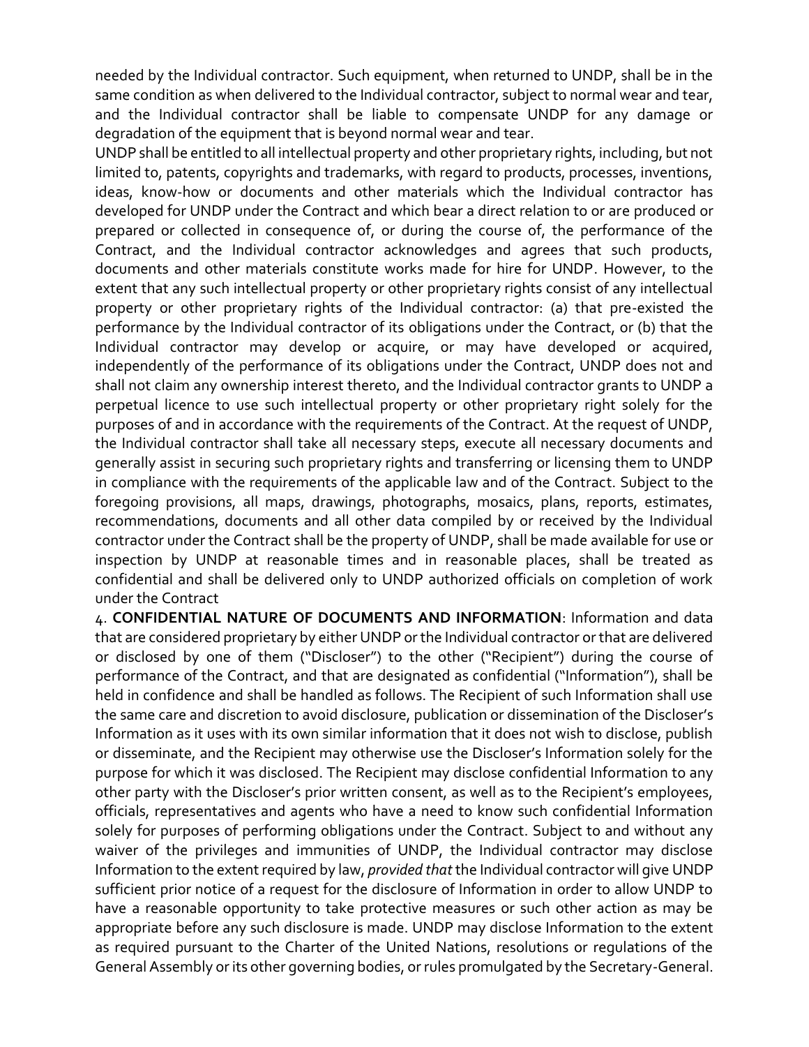needed by the Individual contractor. Such equipment, when returned to UNDP, shall be in the same condition as when delivered to the Individual contractor, subject to normal wear and tear, and the Individual contractor shall be liable to compensate UNDP for any damage or degradation of the equipment that is beyond normal wear and tear.

UNDP shall be entitled to all intellectual property and other proprietary rights, including, but not limited to, patents, copyrights and trademarks, with regard to products, processes, inventions, ideas, know-how or documents and other materials which the Individual contractor has developed for UNDP under the Contract and which bear a direct relation to or are produced or prepared or collected in consequence of, or during the course of, the performance of the Contract, and the Individual contractor acknowledges and agrees that such products, documents and other materials constitute works made for hire for UNDP. However, to the extent that any such intellectual property or other proprietary rights consist of any intellectual property or other proprietary rights of the Individual contractor: (a) that pre-existed the performance by the Individual contractor of its obligations under the Contract, or (b) that the Individual contractor may develop or acquire, or may have developed or acquired, independently of the performance of its obligations under the Contract, UNDP does not and shall not claim any ownership interest thereto, and the Individual contractor grants to UNDP a perpetual licence to use such intellectual property or other proprietary right solely for the purposes of and in accordance with the requirements of the Contract. At the request of UNDP, the Individual contractor shall take all necessary steps, execute all necessary documents and generally assist in securing such proprietary rights and transferring or licensing them to UNDP in compliance with the requirements of the applicable law and of the Contract. Subject to the foregoing provisions, all maps, drawings, photographs, mosaics, plans, reports, estimates, recommendations, documents and all other data compiled by or received by the Individual contractor under the Contract shall be the property of UNDP, shall be made available for use or inspection by UNDP at reasonable times and in reasonable places, shall be treated as confidential and shall be delivered only to UNDP authorized officials on completion of work under the Contract

4. **CONFIDENTIAL NATURE OF DOCUMENTS AND INFORMATION**: Information and data that are considered proprietary by either UNDP or the Individual contractor or that are delivered or disclosed by one of them ("Discloser") to the other ("Recipient") during the course of performance of the Contract, and that are designated as confidential ("Information"), shall be held in confidence and shall be handled as follows. The Recipient of such Information shall use the same care and discretion to avoid disclosure, publication or dissemination of the Discloser's Information as it uses with its own similar information that it does not wish to disclose, publish or disseminate, and the Recipient may otherwise use the Discloser's Information solely for the purpose for which it was disclosed. The Recipient may disclose confidential Information to any other party with the Discloser's prior written consent, as well as to the Recipient's employees, officials, representatives and agents who have a need to know such confidential Information solely for purposes of performing obligations under the Contract. Subject to and without any waiver of the privileges and immunities of UNDP, the Individual contractor may disclose Information to the extent required by law, *provided that* the Individual contractor will give UNDP sufficient prior notice of a request for the disclosure of Information in order to allow UNDP to have a reasonable opportunity to take protective measures or such other action as may be appropriate before any such disclosure is made. UNDP may disclose Information to the extent as required pursuant to the Charter of the United Nations, resolutions or regulations of the General Assembly or its other governing bodies, or rules promulgated by the Secretary-General.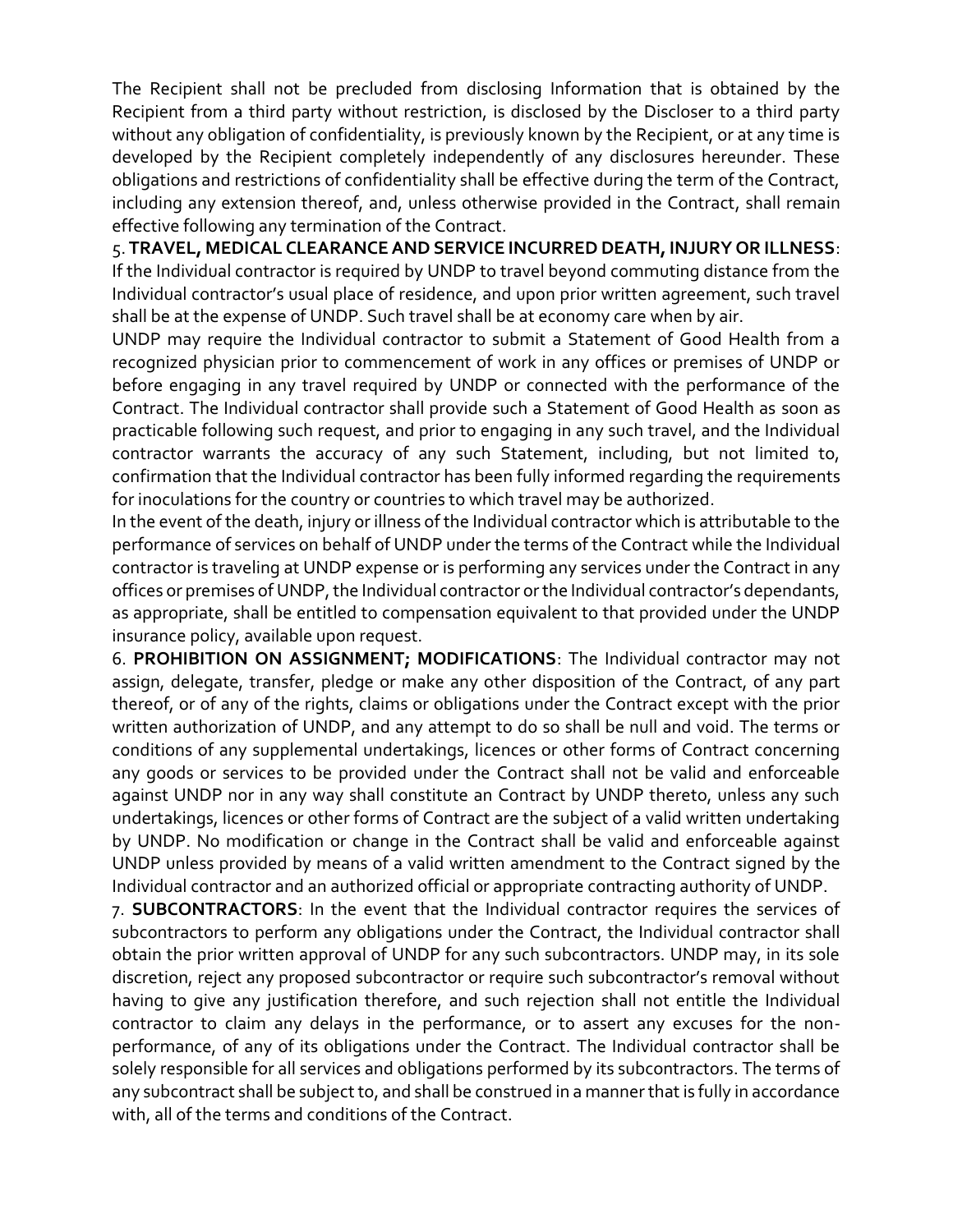The Recipient shall not be precluded from disclosing Information that is obtained by the Recipient from a third party without restriction, is disclosed by the Discloser to a third party without any obligation of confidentiality, is previously known by the Recipient, or at any time is developed by the Recipient completely independently of any disclosures hereunder. These obligations and restrictions of confidentiality shall be effective during the term of the Contract, including any extension thereof, and, unless otherwise provided in the Contract, shall remain effective following any termination of the Contract.

5. **TRAVEL, MEDICAL CLEARANCE AND SERVICE INCURRED DEATH, INJURY OR ILLNESS**: If the Individual contractor is required by UNDP to travel beyond commuting distance from the Individual contractor's usual place of residence, and upon prior written agreement, such travel shall be at the expense of UNDP. Such travel shall be at economy care when by air.

UNDP may require the Individual contractor to submit a Statement of Good Health from a recognized physician prior to commencement of work in any offices or premises of UNDP or before engaging in any travel required by UNDP or connected with the performance of the Contract. The Individual contractor shall provide such a Statement of Good Health as soon as practicable following such request, and prior to engaging in any such travel, and the Individual contractor warrants the accuracy of any such Statement, including, but not limited to, confirmation that the Individual contractor has been fully informed regarding the requirements for inoculations for the country or countries to which travel may be authorized.

In the event of the death, injury or illness of the Individual contractor which is attributable to the performance of services on behalf of UNDP under the terms of the Contract while the Individual contractor is traveling at UNDP expense or is performing any services under the Contract in any offices or premises of UNDP, the Individual contractor or the Individual contractor's dependants, as appropriate, shall be entitled to compensation equivalent to that provided under the UNDP insurance policy, available upon request.

6. **PROHIBITION ON ASSIGNMENT; MODIFICATIONS**: The Individual contractor may not assign, delegate, transfer, pledge or make any other disposition of the Contract, of any part thereof, or of any of the rights, claims or obligations under the Contract except with the prior written authorization of UNDP, and any attempt to do so shall be null and void. The terms or conditions of any supplemental undertakings, licences or other forms of Contract concerning any goods or services to be provided under the Contract shall not be valid and enforceable against UNDP nor in any way shall constitute an Contract by UNDP thereto, unless any such undertakings, licences or other forms of Contract are the subject of a valid written undertaking by UNDP. No modification or change in the Contract shall be valid and enforceable against UNDP unless provided by means of a valid written amendment to the Contract signed by the Individual contractor and an authorized official or appropriate contracting authority of UNDP.

7. **SUBCONTRACTORS**: In the event that the Individual contractor requires the services of subcontractors to perform any obligations under the Contract, the Individual contractor shall obtain the prior written approval of UNDP for any such subcontractors. UNDP may, in its sole discretion, reject any proposed subcontractor or require such subcontractor's removal without having to give any justification therefore, and such rejection shall not entitle the Individual contractor to claim any delays in the performance, or to assert any excuses for the non-performance, of any of its obligations under the Contract. The Individual contractor shall be solely responsible for all services and obligations performed by its subcontractors. The terms of any subcontract shall be subject to, and shall be construed in a manner that is fully in accordance with, all of the terms and conditions of the Contract.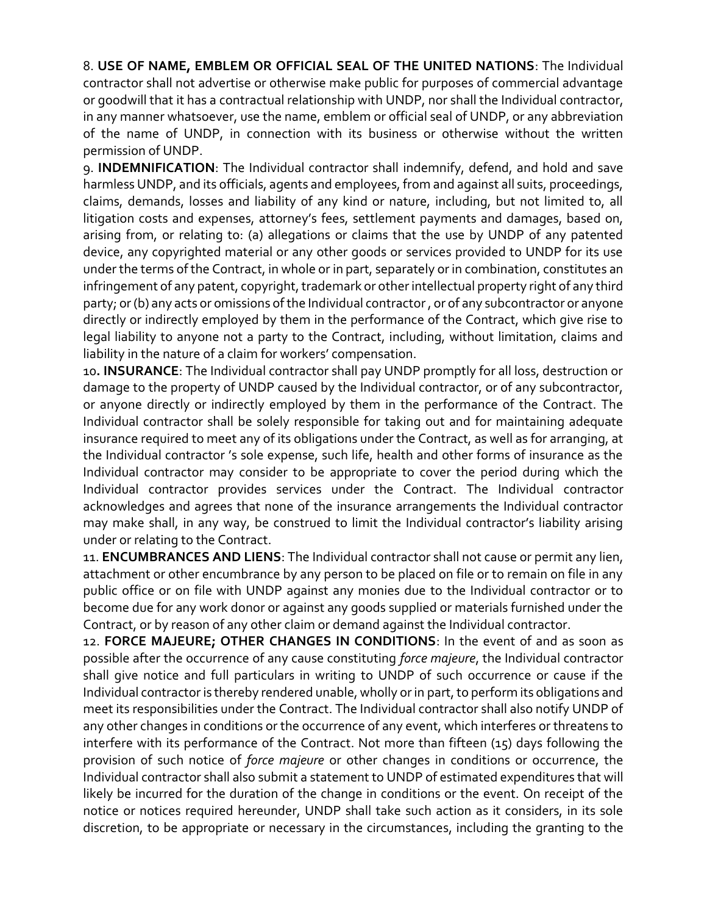8. **USE OF NAME, EMBLEM OR OFFICIAL SEAL OF THE UNITED NATIONS**: The Individual contractor shall not advertise or otherwise make public for purposes of commercial advantage or goodwill that it has a contractual relationship with UNDP, nor shall the Individual contractor, in any manner whatsoever, use the name, emblem or official seal of UNDP, or any abbreviation of the name of UNDP, in connection with its business or otherwise without the written permission of UNDP.

9. **INDEMNIFICATION**: The Individual contractor shall indemnify, defend, and hold and save harmless UNDP, and its officials, agents and employees, from and against all suits, proceedings, claims, demands, losses and liability of any kind or nature, including, but not limited to, all litigation costs and expenses, attorney's fees, settlement payments and damages, based on, arising from, or relating to: (a) allegations or claims that the use by UNDP of any patented device, any copyrighted material or any other goods or services provided to UNDP for its use under the terms of the Contract, in whole or in part, separately or in combination, constitutes an infringement of any patent, copyright, trademark or other intellectual property right of any third party; or (b) any acts or omissions of the Individual contractor , or of any subcontractor or anyone directly or indirectly employed by them in the performance of the Contract, which give rise to legal liability to anyone not a party to the Contract, including, without limitation, claims and liability in the nature of a claim for workers' compensation.

10. **INSURANCE**: The Individual contractor shall pay UNDP promptly for all loss, destruction or damage to the property of UNDP caused by the Individual contractor, or of any subcontractor, or anyone directly or indirectly employed by them in the performance of the Contract. The Individual contractor shall be solely responsible for taking out and for maintaining adequate insurance required to meet any of its obligations under the Contract, as well as for arranging, at the Individual contractor 's sole expense, such life, health and other forms of insurance as the Individual contractor may consider to be appropriate to cover the period during which the Individual contractor provides services under the Contract. The Individual contractor acknowledges and agrees that none of the insurance arrangements the Individual contractor may make shall, in any way, be construed to limit the Individual contractor's liability arising under or relating to the Contract.

11. **ENCUMBRANCES AND LIENS**: The Individual contractor shall not cause or permit any lien, attachment or other encumbrance by any person to be placed on file or to remain on file in any public office or on file with UNDP against any monies due to the Individual contractor or to become due for any work donor or against any goods supplied or materials furnished under the Contract, or by reason of any other claim or demand against the Individual contractor.

12. **FORCE MAJEURE; OTHER CHANGES IN CONDITIONS**: In the event of and as soon as possible after the occurrence of any cause constituting *force majeure*, the Individual contractor shall give notice and full particulars in writing to UNDP of such occurrence or cause if the Individual contractor is thereby rendered unable, wholly or in part, to perform its obligations and meet its responsibilities under the Contract. The Individual contractor shall also notify UNDP of any other changes in conditions or the occurrence of any event, which interferes or threatens to interfere with its performance of the Contract. Not more than fifteen (15) days following the provision of such notice of *force majeure* or other changes in conditions or occurrence, the Individual contractor shall also submit a statement to UNDP of estimated expenditures that will likely be incurred for the duration of the change in conditions or the event. On receipt of the notice or notices required hereunder, UNDP shall take such action as it considers, in its sole discretion, to be appropriate or necessary in the circumstances, including the granting to the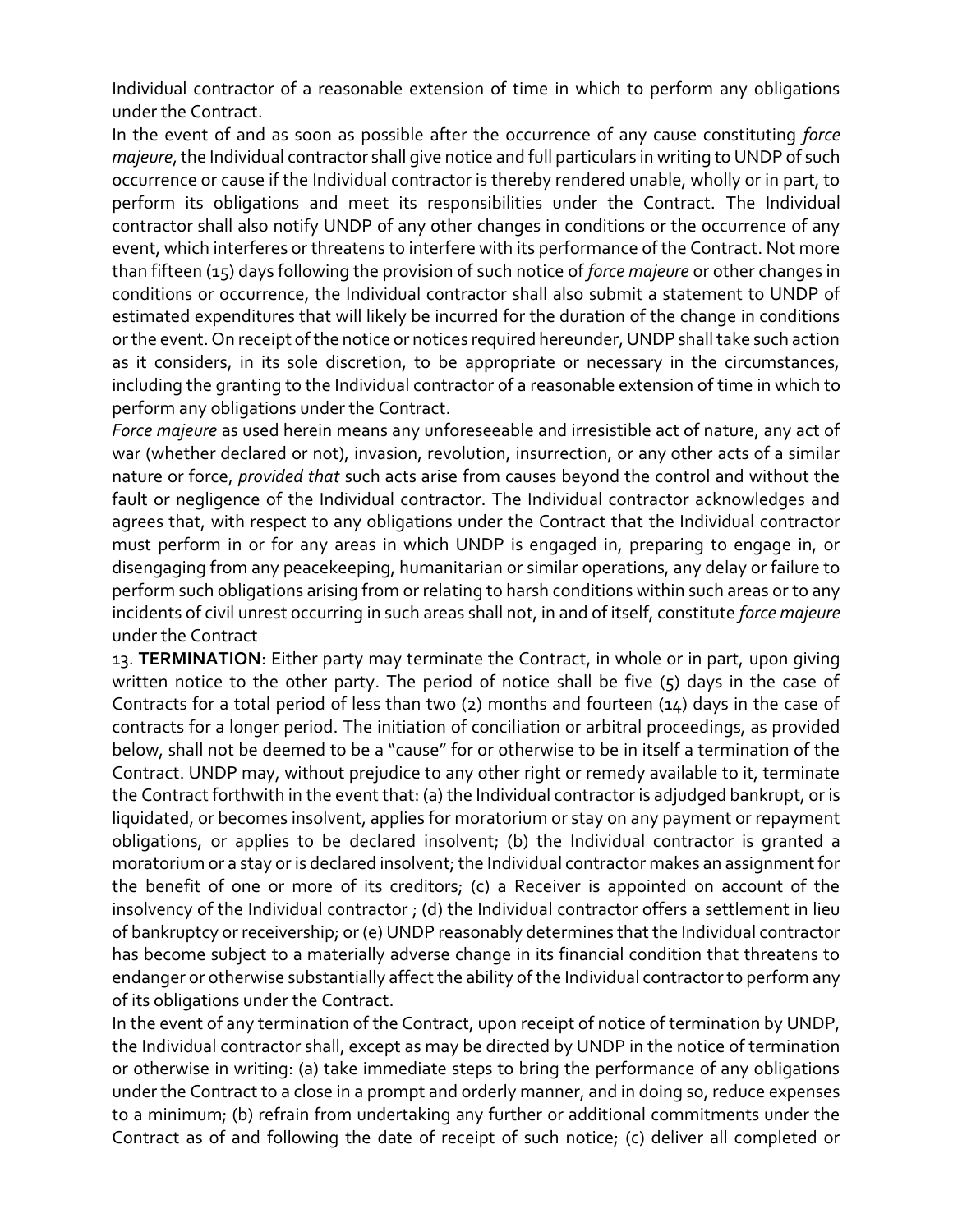Individual contractor of a reasonable extension of time in which to perform any obligations under the Contract.

In the event of and as soon as possible after the occurrence of any cause constituting *force majeure*, the Individual contractor shall give notice and full particulars in writing to UNDP of such occurrence or cause if the Individual contractor is thereby rendered unable, wholly or in part, to perform its obligations and meet its responsibilities under the Contract. The Individual contractor shall also notify UNDP of any other changes in conditions or the occurrence of any event, which interferes or threatens to interfere with its performance of the Contract. Not more than fifteen (15) days following the provision of such notice of *force majeure* or other changes in conditions or occurrence, the Individual contractor shall also submit a statement to UNDP of estimated expenditures that will likely be incurred for the duration of the change in conditions or the event. On receipt of the notice or notices required hereunder, UNDP shall take such action as it considers, in its sole discretion, to be appropriate or necessary in the circumstances, including the granting to the Individual contractor of a reasonable extension of time in which to perform any obligations under the Contract.

*Force majeure* as used herein means any unforeseeable and irresistible act of nature, any act of war (whether declared or not), invasion, revolution, insurrection, or any other acts of a similar nature or force, *provided that* such acts arise from causes beyond the control and without the fault or negligence of the Individual contractor. The Individual contractor acknowledges and agrees that, with respect to any obligations under the Contract that the Individual contractor must perform in or for any areas in which UNDP is engaged in, preparing to engage in, or disengaging from any peacekeeping, humanitarian or similar operations, any delay or failure to perform such obligations arising from or relating to harsh conditions within such areas or to any incidents of civil unrest occurring in such areas shall not, in and of itself, constitute *force majeure* under the Contract

13. **TERMINATION**: Either party may terminate the Contract, in whole or in part, upon giving written notice to the other party. The period of notice shall be five (5) days in the case of Contracts for a total period of less than two (2) months and fourteen (14) days in the case of contracts for a longer period. The initiation of conciliation or arbitral proceedings, as provided below, shall not be deemed to be a "cause" for or otherwise to be in itself a termination of the Contract. UNDP may, without prejudice to any other right or remedy available to it, terminate the Contract forthwith in the event that: (a) the Individual contractor is adjudged bankrupt, or is liquidated, or becomes insolvent, applies for moratorium or stay on any payment or repayment obligations, or applies to be declared insolvent; (b) the Individual contractor is granted a moratorium or a stay or is declared insolvent; the Individual contractor makes an assignment for the benefit of one or more of its creditors; (c) a Receiver is appointed on account of the insolvency of the Individual contractor ; (d) the Individual contractor offers a settlement in lieu of bankruptcy or receivership; or (e) UNDP reasonably determines that the Individual contractor has become subject to a materially adverse change in its financial condition that threatens to endanger or otherwise substantially affect the ability of the Individual contractor to perform any of its obligations under the Contract.

In the event of any termination of the Contract, upon receipt of notice of termination by UNDP, the Individual contractor shall, except as may be directed by UNDP in the notice of termination or otherwise in writing: (a) take immediate steps to bring the performance of any obligations under the Contract to a close in a prompt and orderly manner, and in doing so, reduce expenses to a minimum; (b) refrain from undertaking any further or additional commitments under the Contract as of and following the date of receipt of such notice; (c) deliver all completed or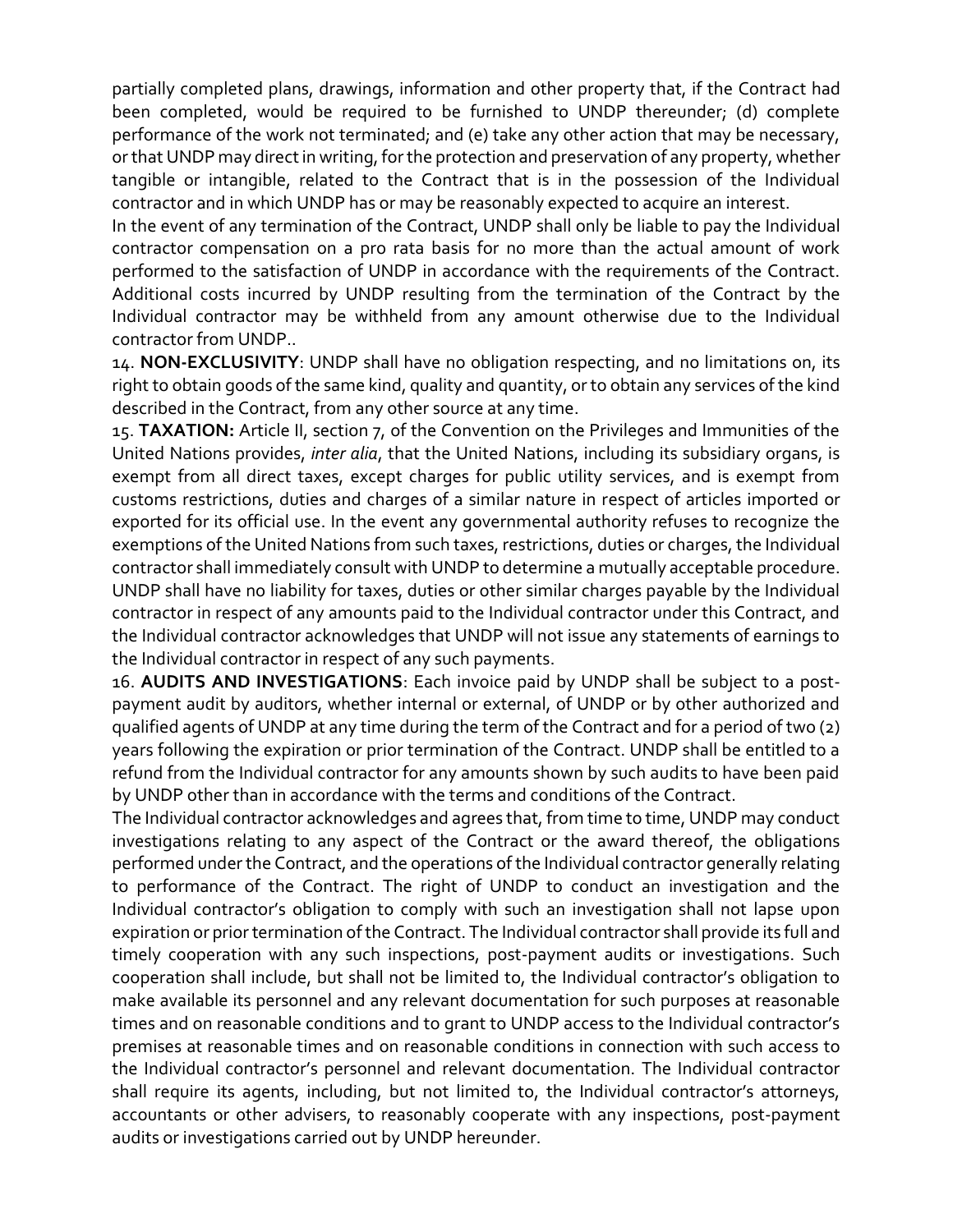partially completed plans, drawings, information and other property that, if the Contract had been completed, would be required to be furnished to UNDP thereunder; (d) complete performance of the work not terminated; and (e) take any other action that may be necessary, or that UNDP may direct in writing, for the protection and preservation of any property, whether tangible or intangible, related to the Contract that is in the possession of the Individual contractor and in which UNDP has or may be reasonably expected to acquire an interest.

In the event of any termination of the Contract, UNDP shall only be liable to pay the Individual contractor compensation on a pro rata basis for no more than the actual amount of work performed to the satisfaction of UNDP in accordance with the requirements of the Contract. Additional costs incurred by UNDP resulting from the termination of the Contract by the Individual contractor may be withheld from any amount otherwise due to the Individual contractor from UNDP..

14. **NON-EXCLUSIVITY**: UNDP shall have no obligation respecting, and no limitations on, its right to obtain goods of the same kind, quality and quantity, or to obtain any services of the kind described in the Contract, from any other source at any time.

15. **TAXATION:** Article II, section 7, of the Convention on the Privileges and Immunities of the United Nations provides, *inter alia*, that the United Nations, including its subsidiary organs, is exempt from all direct taxes, except charges for public utility services, and is exempt from customs restrictions, duties and charges of a similar nature in respect of articles imported or exported for its official use. In the event any governmental authority refuses to recognize the exemptions of the United Nations from such taxes, restrictions, duties or charges, the Individual contractor shall immediately consult with UNDP to determine a mutually acceptable procedure. UNDP shall have no liability for taxes, duties or other similar charges payable by the Individual contractor in respect of any amounts paid to the Individual contractor under this Contract, and the Individual contractor acknowledges that UNDP will not issue any statements of earnings to the Individual contractor in respect of any such payments.

16. **AUDITS AND INVESTIGATIONS**: Each invoice paid by UNDP shall be subject to a post-payment audit by auditors, whether internal or external, of UNDP or by other authorized and qualified agents of UNDP at any time during the term of the Contract and for a period of two (2) years following the expiration or prior termination of the Contract. UNDP shall be entitled to a refund from the Individual contractor for any amounts shown by such audits to have been paid by UNDP other than in accordance with the terms and conditions of the Contract.

The Individual contractor acknowledges and agrees that, from time to time, UNDP may conduct investigations relating to any aspect of the Contract or the award thereof, the obligations performed under the Contract, and the operations of the Individual contractor generally relating to performance of the Contract. The right of UNDP to conduct an investigation and the Individual contractor's obligation to comply with such an investigation shall not lapse upon expiration or prior termination of the Contract. The Individual contractor shall provide its full and timely cooperation with any such inspections, post-payment audits or investigations. Such cooperation shall include, but shall not be limited to, the Individual contractor's obligation to make available its personnel and any relevant documentation for such purposes at reasonable times and on reasonable conditions and to grant to UNDP access to the Individual contractor's premises at reasonable times and on reasonable conditions in connection with such access to the Individual contractor's personnel and relevant documentation. The Individual contractor shall require its agents, including, but not limited to, the Individual contractor's attorneys, accountants or other advisers, to reasonably cooperate with any inspections, post-payment audits or investigations carried out by UNDP hereunder.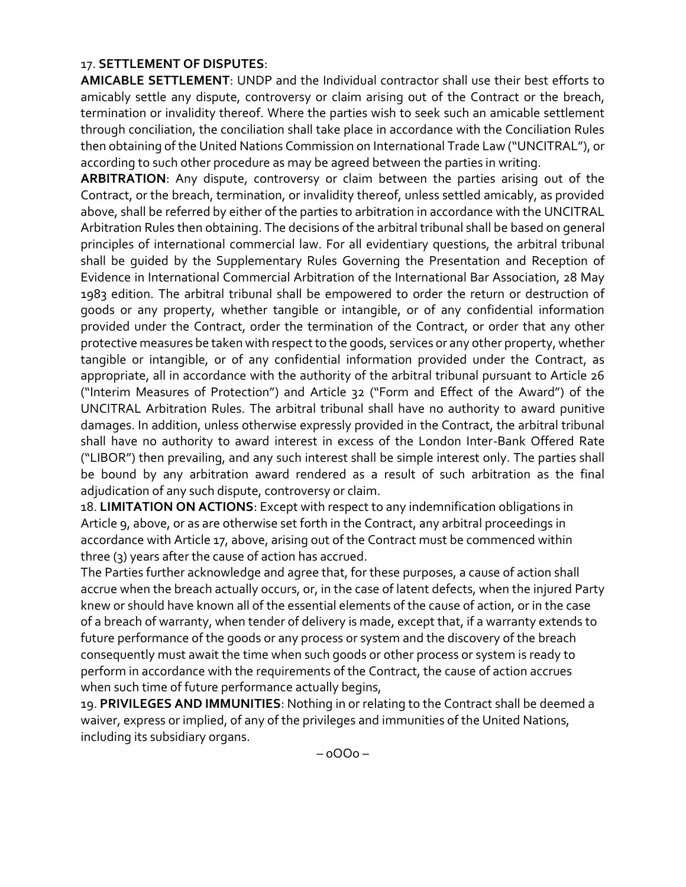17. **SETTLEMENT OF DISPUTES**:

**AMICABLE SETTLEMENT**: UNDP and the Individual contractor shall use their best efforts to amicably settle any dispute, controversy or claim arising out of the Contract or the breach, termination or invalidity thereof. Where the parties wish to seek such an amicable settlement through conciliation, the conciliation shall take place in accordance with the Conciliation Rules then obtaining of the United Nations Commission on International Trade Law ("UNCITRAL"), or according to such other procedure as may be agreed between the parties in writing.

**ARBITRATION**: Any dispute, controversy or claim between the parties arising out of the Contract, or the breach, termination, or invalidity thereof, unless settled amicably, as provided above, shall be referred by either of the parties to arbitration in accordance with the UNCITRAL Arbitration Rules then obtaining. The decisions of the arbitral tribunal shall be based on general principles of international commercial law. For all evidentiary questions, the arbitral tribunal shall be guided by the Supplementary Rules Governing the Presentation and Reception of Evidence in International Commercial Arbitration of the International Bar Association, 28 May 1983 edition. The arbitral tribunal shall be empowered to order the return or destruction of goods or any property, whether tangible or intangible, or of any confidential information provided under the Contract, order the termination of the Contract, or order that any other protective measures be taken with respect to the goods, services or any other property, whether tangible or intangible, or of any confidential information provided under the Contract, as appropriate, all in accordance with the authority of the arbitral tribunal pursuant to Article 26 ("Interim Measures of Protection") and Article 32 ("Form and Effect of the Award") of the UNCITRAL Arbitration Rules. The arbitral tribunal shall have no authority to award punitive damages. In addition, unless otherwise expressly provided in the Contract, the arbitral tribunal shall have no authority to award interest in excess of the London Inter-Bank Offered Rate ("LIBOR") then prevailing, and any such interest shall be simple interest only. The parties shall be bound by any arbitration award rendered as a result of such arbitration as the final adjudication of any such dispute, controversy or claim.

18. **LIMITATION ON ACTIONS**: Except with respect to any indemnification obligations in Article 9, above, or as are otherwise set forth in the Contract, any arbitral proceedings in accordance with Article 17, above, arising out of the Contract must be commenced within three (3) years after the cause of action has accrued.

The Parties further acknowledge and agree that, for these purposes, a cause of action shall accrue when the breach actually occurs, or, in the case of latent defects, when the injured Party knew or should have known all of the essential elements of the cause of action, or in the case of a breach of warranty, when tender of delivery is made, except that, if a warranty extends to future performance of the goods or any process or system and the discovery of the breach consequently must await the time when such goods or other process or system is ready to perform in accordance with the requirements of the Contract, the cause of action accrues when such time of future performance actually begins,

19. **PRIVILEGES AND IMMUNITIES**: Nothing in or relating to the Contract shall be deemed a waiver, express or implied, of any of the privileges and immunities of the United Nations, including its subsidiary organs.

– oOOo –